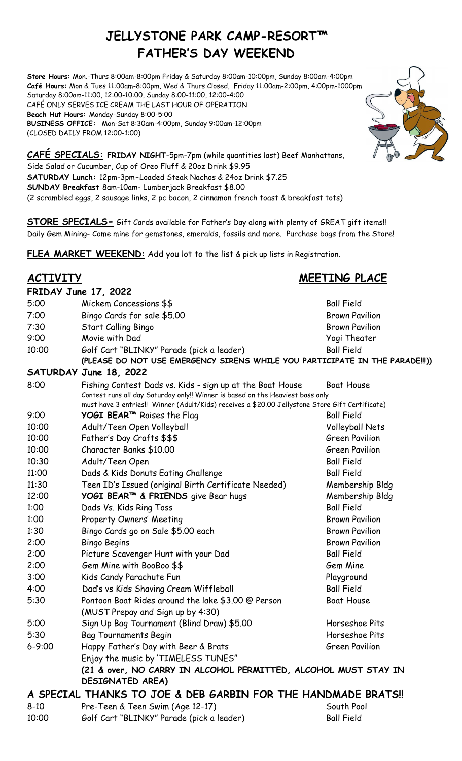# JELLYSTONE PARK CAMP-RESORT™
# FATHER'S DAY WEEKEND

**Store Hours:** Mon.-Thurs 8:00am-8:00pm Friday & Saturday 8:00am-10:00pm, Sunday 8:00am-4:00pm
**Café Hours:** Mon & Tues 11:00am-8:00pm, Wed & Thurs Closed, Friday 11:00am-2:00pm, 4:00pm-1000pm
Saturday 8:00am-11:00, 12:00-10:00, Sunday 8:00-11:00, 12:00-4:00
CAFÉ ONLY SERVES ICE CREAM THE LAST HOUR OF OPERATION
**Beach Hut Hours:** Monday-Sunday 8:00-5:00
**BUSINESS OFFICE:** Mon-Sat 8:30am-4:00pm, Sunday 9:00am-12:00pm
(CLOSED DAILY FROM 12:00-1:00)

**CAFÉ SPECIALS: FRIDAY NIGHT**-5pm-7pm (while quantities last) Beef Manhattans, Side Salad or Cucumber, Cup of Oreo Fluff & 20oz Drink $9.95
**SATURDAY Lunch:** 12pm-3pm-Loaded Steak Nachos & 24oz Drink $7.25
**SUNDAY Breakfast** 8am-10am- Lumberjack Breakfast $8.00
(2 scrambled eggs, 2 sausage links, 2 pc bacon, 2 cinnamon french toast & breakfast tots)

**STORE SPECIALS-** Gift Cards available for Father's Day along with plenty of GREAT gift items!!
Daily Gem Mining- Come mine for gemstones, emeralds, fossils and more. Purchase bags from the Store!

**FLEA MARKET WEEKEND:** Add you lot to the list & pick up lists in Registration.

| | ACTIVITY | MEETING PLACE |
|---|---|---|
| **FRIDAY June 17, 2022** | | |
| 5:00 | Mickem Concessions $$ | Ball Field |
| 7:00 | Bingo Cards for sale $5.00 | Brown Pavilion |
| 7:30 | Start Calling Bingo | Brown Pavilion |
| 9:00 | Movie with Dad | Yogi Theater |
| 10:00 | Golf Cart "BLINKY" Parade (pick a leader) | Ball Field |
| | **(PLEASE DO NOT USE EMERGENCY SIRENS WHILE YOU PARTICIPATE IN THE PARADE!!!))** | |
| **SATURDAY June 18, 2022** | | |
| 8:00 | Fishing Contest Dads vs. Kids - sign up at the Boat House<br>Contest runs all day Saturday only!! Winner is based on the Heaviest bass only must have 3 entries!! Winner (Adult/Kids) receives a $20.00 Jellystone Store Gift Certificate) | Boat House |
| 9:00 | **YOGI BEAR™** Raises the Flag | Ball Field |
| 10:00 | Adult/Teen Open Volleyball | Volleyball Nets |
| 10:00 | Father's Day Crafts $$$ | Green Pavilion |
| 10:00 | Character Banks $10.00 | Green Pavilion |
| 10:30 | Adult/Teen Open | Ball Field |
| 11:00 | Dads & Kids Donuts Eating Challenge | Ball Field |
| 11:30 | Teen ID's Issued (original Birth Certificate Needed) | Membership Bldg |
| 12:00 | **YOGI BEAR™ & FRIENDS** give Bear hugs | Membership Bldg |
| 1:00 | Dads Vs. Kids Ring Toss | Ball Field |
| 1:00 | Property Owners' Meeting | Brown Pavilion |
| 1:30 | Bingo Cards go on Sale $5.00 each | Brown Pavilion |
| 2:00 | Bingo Begins | Brown Pavilion |
| 2:00 | Picture Scavenger Hunt with your Dad | Ball Field |
| 2:00 | Gem Mine with BooBoo $$ | Gem Mine |
| 3:00 | Kids Candy Parachute Fun | Playground |
| 4:00 | Dad's vs Kids Shaving Cream Wiffleball | Ball Field |
| 5:30 | Pontoon Boat Rides around the lake $3.00 @ Person<br>(MUST Prepay and Sign up by 4:30) | Boat House |
| 5:00 | Sign Up Bag Tournament (Blind Draw) $5.00 | Horseshoe Pits |
| 5:30 | Bag Tournaments Begin | Horseshoe Pits |
| 6-9:00 | Happy Father's Day with Beer & Brats<br>Enjoy the music by 'TIMELESS TUNES"<br>**(21 & over, NO CARRY IN ALCOHOL PERMITTED, ALCOHOL MUST STAY IN DESIGNATED AREA)** | Green Pavilion |

**A SPECIAL THANKS TO JOE & DEB GARBIN FOR THE HANDMADE BRATS!!**

| | | |
|---|---|---|
| 8-10 | Pre-Teen & Teen Swim (Age 12-17) | South Pool |
| 10:00 | Golf Cart "BLINKY" Parade (pick a leader) | Ball Field |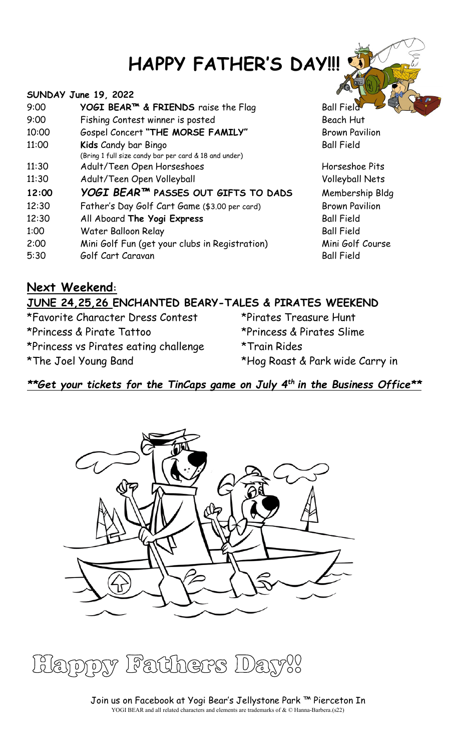# HAPPY FATHER'S DAY!!!

**SUNDAY June 19, 2022**

| | | |
|---|---|---|
| 9:00 | **YOGI BEAR™ & FRIENDS** raise the Flag | Ball Field |
| 9:00 | Fishing Contest winner is posted | Beach Hut |
| 10:00 | Gospel Concert **"THE MORSE FAMILY"** | Brown Pavilion |
| 11:00 | **Kids** Candy bar Bingo (Bring 1 full size candy bar per card & 18 and under) | Ball Field |
| 11:30 | Adult/Teen Open Horseshoes | Horseshoe Pits |
| 11:30 | Adult/Teen Open Volleyball | Volleyball Nets |
| **12:00** | ***YOGI BEAR™* PASSES OUT GIFTS TO DADS** | Membership Bldg |
| 12:30 | Father's Day Golf Cart Game ($3.00 per card) | Brown Pavilion |
| 12:30 | All Aboard **The Yogi Express** | Ball Field |
| 1:00 | Water Balloon Relay | Ball Field |
| 2:00 | Mini Golf Fun (get your clubs in Registration) | Mini Golf Course |
| 5:30 | Golf Cart Caravan | Ball Field |

## Next Weekend:

**JUNE 24,25,26 ENCHANTED BEARY-TALES & PIRATES WEEKEND**

*Favorite Character Dress Contest
*Pirates Treasure Hunt
*Princess & Pirate Tattoo
*Princess & Pirates Slime
*Princess vs Pirates eating challenge
*Train Rides
*The Joel Young Band
*Hog Roast & Park wide Carry in

***\*\*Get your tickets for the TinCaps game on July 4th in the Business Office\*\****

Happy Fathers Day!!

Join us on Facebook at Yogi Bear's Jellystone Park ™ Pierceton In

YOGI BEAR and all related characters and elements are trademarks of & © Hanna-Barbera.(s22)